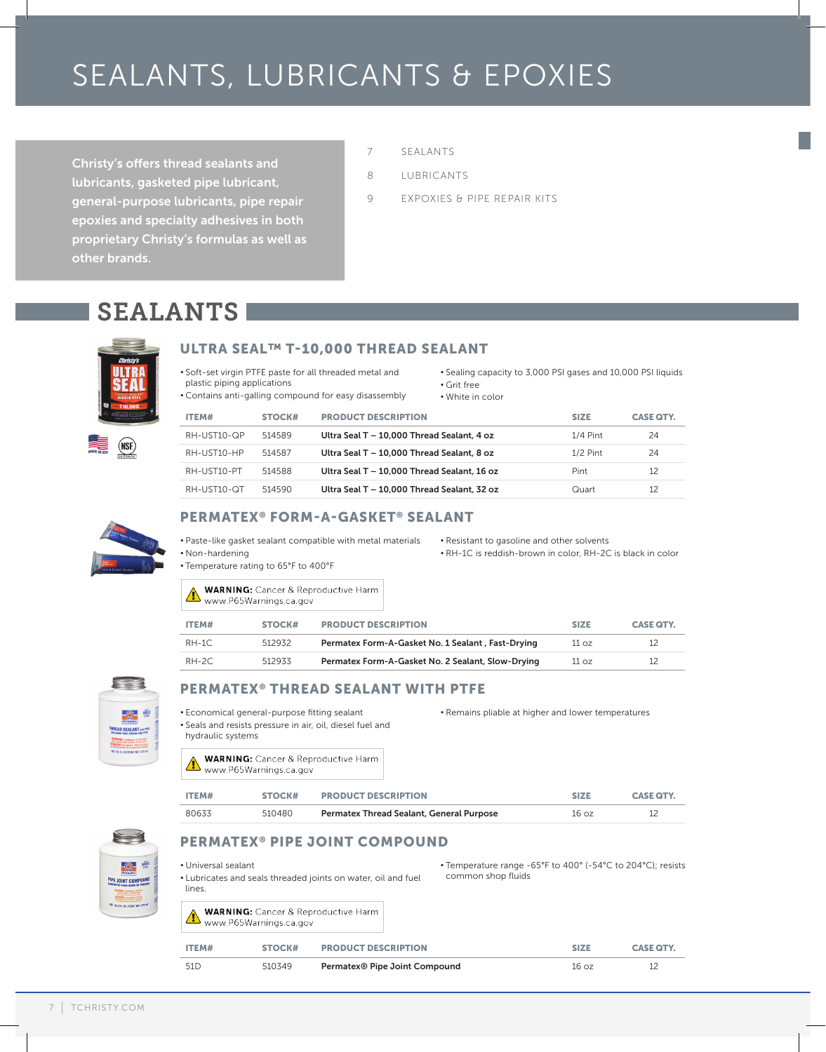# SEALANTS, LUBRICANTS & EPOXIES

Christy's offers thread sealants and lubricants, gasketed pipe lubricant, general-purpose lubricants, pipe repair epoxies and specialty adhesives in both proprietary Christy's formulas as well as other brands.

7 SEALANTS

8 LUBRICANTS

9 EXPOXIES & PIPE REPAIR KITS

## SEALANTS

### ULTRA SEAL™ T-10,000 THREAD SEALANT

- Soft-set virgin PTFE paste for all threaded metal and plastic piping applications
- Contains anti-galling compound for easy disassembly
- Sealing capacity to 3,000 PSI gases and 10,000 PSI liquids
- Grit free
- White in color

| ITEM# | STOCK# | PRODUCT DESCRIPTION | SIZE | CASE QTY. |
|---|---|---|---|---|
| RH-UST10-QP | 514589 | **Ultra Seal T – 10,000 Thread Sealant, 4 oz** | 1/4 Pint | 24 |
| RH-UST10-HP | 514587 | **Ultra Seal T – 10,000 Thread Sealant, 8 oz** | 1/2 Pint | 24 |
| RH-UST10-PT | 514588 | **Ultra Seal T – 10,000 Thread Sealant, 16 oz** | Pint | 12 |
| RH-UST10-QT | 514590 | **Ultra Seal T – 10,000 Thread Sealant, 32 oz** | Quart | 12 |

### PERMATEX® FORM-A-GASKET® SEALANT

- Paste-like gasket sealant compatible with metal materials
- Non-hardening
- Temperature rating to 65°F to 400°F
- Resistant to gasoline and other solvents
- RH-1C is reddish-brown in color, RH-2C is black in color

**WARNING:** Cancer & Reproductive Harm
www.P65Warnings.ca.gov

| ITEM# | STOCK# | PRODUCT DESCRIPTION | SIZE | CASE QTY. |
|---|---|---|---|---|
| RH-1C | 512932 | **Permatex Form-A-Gasket No. 1 Sealant , Fast-Drying** | 11 oz | 12 |
| RH-2C | 512933 | **Permatex Form-A-Gasket No. 2 Sealant, Slow-Drying** | 11 oz | 12 |

### PERMATEX® THREAD SEALANT WITH PTFE

- Economical general-purpose fitting sealant
- Seals and resists pressure in air, oil, diesel fuel and hydraulic systems
- Remains pliable at higher and lower temperatures

**WARNING:** Cancer & Reproductive Harm
www.P65Warnings.ca.gov

| ITEM# | STOCK# | PRODUCT DESCRIPTION | SIZE | CASE QTY. |
|---|---|---|---|---|
| 80633 | 510480 | **Permatex Thread Sealant, General Purpose** | 16 oz | 12 |

### PERMATEX® PIPE JOINT COMPOUND

- Universal sealant
- Lubricates and seals threaded joints on water, oil and fuel lines.
- Temperature range -65°F to 400° (-54°C to 204°C); resists common shop fluids

**WARNING:** Cancer & Reproductive Harm
www.P65Warnings.ca.gov

| ITEM# | STOCK# | PRODUCT DESCRIPTION | SIZE | CASE QTY. |
|---|---|---|---|---|
| 51D | 510349 | **Permatex® Pipe Joint Compound** | 16 oz | 12 |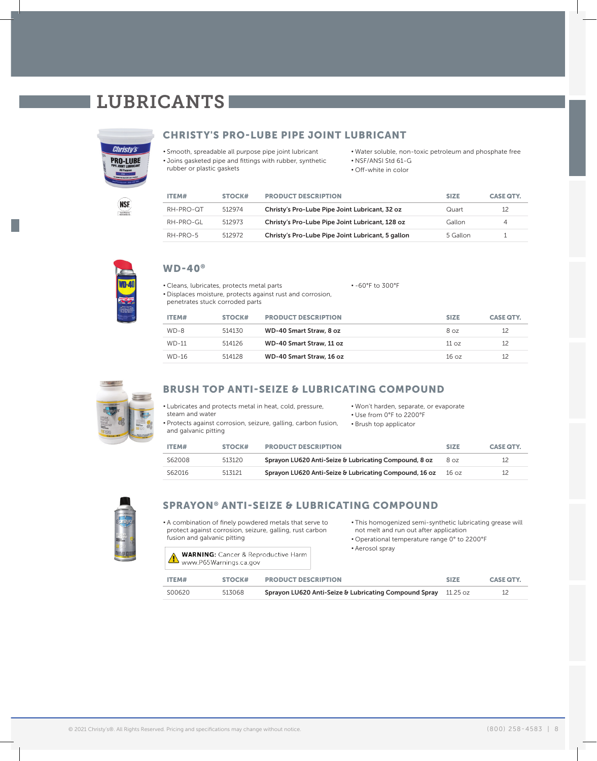# LUBRICANTS

## CHRISTY'S PRO-LUBE PIPE JOINT LUBRICANT

- Smooth, spreadable all purpose pipe joint lubricant
- Joins gasketed pipe and fittings with rubber, synthetic rubber or plastic gaskets
- Water soluble, non-toxic petroleum and phosphate free
- NSF/ANSI Std 61-G
- Off-white in color

| ITEM# | STOCK# | PRODUCT DESCRIPTION | SIZE | CASE QTY. |
|---|---|---|---|---|
| RH-PRO-QT | 512974 | **Christy's Pro-Lube Pipe Joint Lubricant, 32 oz** | Quart | 12 |
| RH-PRO-GL | 512973 | **Christy's Pro-Lube Pipe Joint Lubricant, 128 oz** | Gallon | 4 |
| RH-PRO-5 | 512972 | **Christy's Pro-Lube Pipe Joint Lubricant, 5 gallon** | 5 Gallon | 1 |

## WD-40®

- Cleans, lubricates, protects metal parts
- Displaces moisture, protects against rust and corrosion, penetrates stuck corroded parts
- -60°F to 300°F

| ITEM# | STOCK# | PRODUCT DESCRIPTION | SIZE | CASE QTY. |
|---|---|---|---|---|
| WD-8 | 514130 | **WD-40 Smart Straw, 8 oz** | 8 oz | 12 |
| WD-11 | 514126 | **WD-40 Smart Straw, 11 oz** | 11 oz | 12 |
| WD-16 | 514128 | **WD-40 Smart Straw, 16 oz** | 16 oz | 12 |

## BRUSH TOP ANTI-SEIZE & LUBRICATING COMPOUND

- Lubricates and protects metal in heat, cold, pressure, steam and water
- Protects against corrosion, seizure, galling, carbon fusion, and galvanic pitting
- Won't harden, separate, or evaporate
- Use from 0°F to 2200°F
- Brush top applicator

| ITEM# | STOCK# | PRODUCT DESCRIPTION | SIZE | CASE QTY. |
|---|---|---|---|---|
| S62008 | 513120 | **Sprayon LU620 Anti-Seize & Lubricating Compound, 8 oz** | 8 oz | 12 |
| S62016 | 513121 | **Sprayon LU620 Anti-Seize & Lubricating Compound, 16 oz** | 16 oz | 12 |

## SPRAYON® ANTI-SEIZE & LUBRICATING COMPOUND

- A combination of finely powdered metals that serve to protect against corrosion, seizure, galling, rust carbon fusion and galvanic pitting
- This homogenized semi-synthetic lubricating grease will not melt and run out after application
- Operational temperature range 0° to 2200°F
- Aerosol spray

**WARNING:** Cancer & Reproductive Harm
www.P65Warnings.ca.gov

| ITEM# | STOCK# | PRODUCT DESCRIPTION | SIZE | CASE QTY. |
|---|---|---|---|---|
| S00620 | 513068 | **Sprayon LU620 Anti-Seize & Lubricating Compound Spray** | 11.25 oz | 12 |

© 2021 Christy's®. All Rights Reserved. Pricing and specifications may change without notice.

(800) 258-4583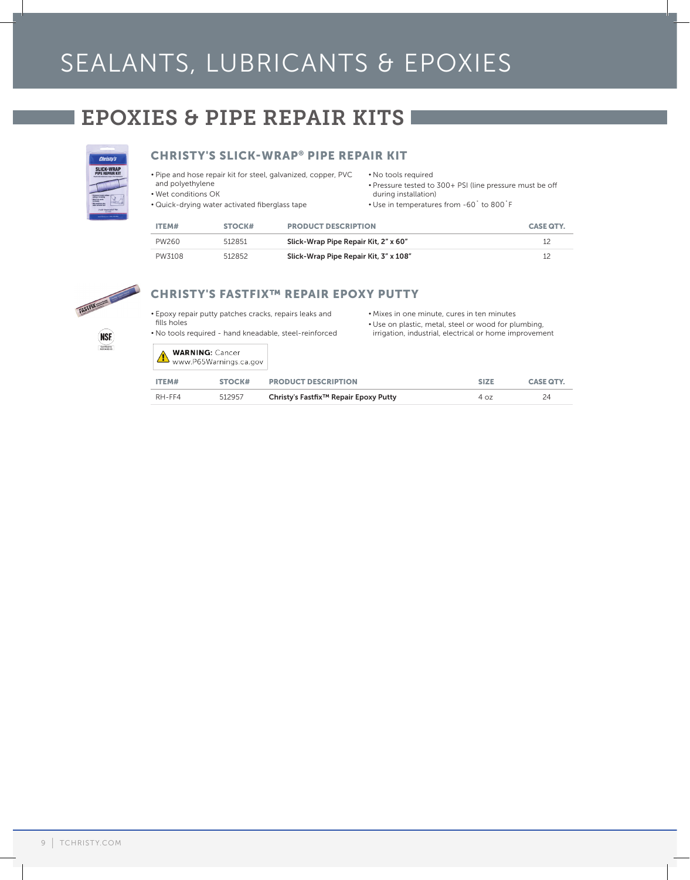# SEALANTS, LUBRICANTS & EPOXIES

## EPOXIES & PIPE REPAIR KITS

### CHRISTY'S SLICK-WRAP® PIPE REPAIR KIT

- Pipe and hose repair kit for steel, galvanized, copper, PVC and polyethylene
- Wet conditions OK
- Quick-drying water activated fiberglass tape
- No tools required
- Pressure tested to 300+ PSI (line pressure must be off during installation)
- Use in temperatures from -60˚ to 800˚F

| ITEM# | STOCK# | PRODUCT DESCRIPTION | CASE QTY. |
|---|---|---|---|
| PW260 | 512851 | **Slick-Wrap Pipe Repair Kit, 2" x 60"** | 12 |
| PW3108 | 512852 | **Slick-Wrap Pipe Repair Kit, 3" x 108"** | 12 |

### CHRISTY'S FASTFIX™ REPAIR EPOXY PUTTY

- Epoxy repair putty patches cracks, repairs leaks and fills holes
- No tools required - hand kneadable, steel-reinforced
- Mixes in one minute, cures in ten minutes
- Use on plastic, metal, steel or wood for plumbing, irrigation, industrial, electrical or home improvement

**WARNING:** Cancer
www.P65Warnings.ca.gov

| ITEM# | STOCK# | PRODUCT DESCRIPTION | SIZE | CASE QTY. |
|---|---|---|---|---|
| RH-FF4 | 512957 | **Christy's Fastfix™ Repair Epoxy Putty** | 4 oz | 24 |